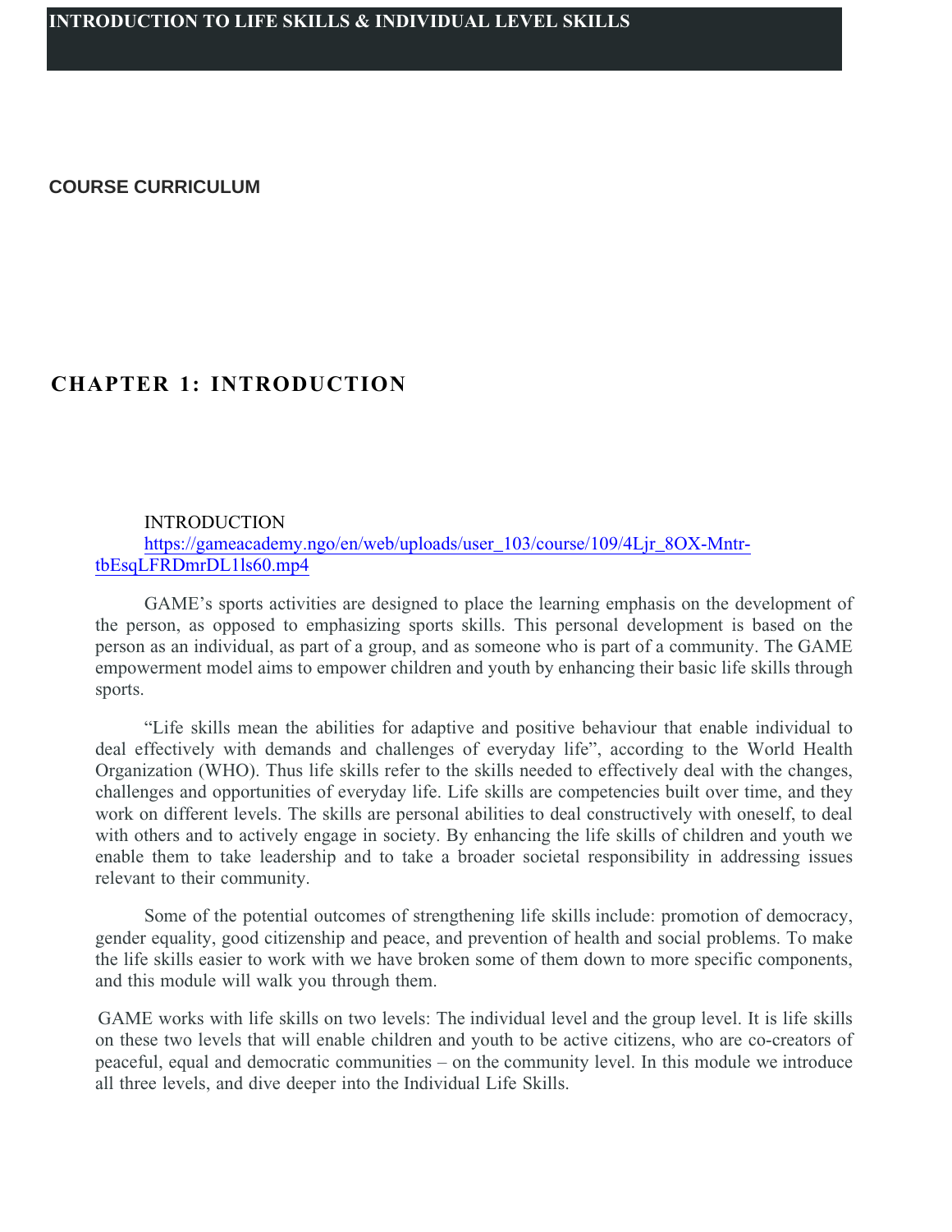# INTRODUCTION TO LIFE SKILLS & INDIVIDUAL LEVEL SKILLS

**COURSE CURRICULUM**

## CHAPTER 1: INTRODUCTION

INTRODUCTION

https://gameacademy.ngo/en/web/uploads/user_103/course/109/4Ljr_8OX-Mntr-tbEsqLFRDmrDL1ls60.mp4

GAME's sports activities are designed to place the learning emphasis on the development of the person, as opposed to emphasizing sports skills. This personal development is based on the person as an individual, as part of a group, and as someone who is part of a community. The GAME empowerment model aims to empower children and youth by enhancing their basic life skills through sports.

"Life skills mean the abilities for adaptive and positive behaviour that enable individual to deal effectively with demands and challenges of everyday life", according to the World Health Organization (WHO). Thus life skills refer to the skills needed to effectively deal with the changes, challenges and opportunities of everyday life. Life skills are competencies built over time, and they work on different levels. The skills are personal abilities to deal constructively with oneself, to deal with others and to actively engage in society. By enhancing the life skills of children and youth we enable them to take leadership and to take a broader societal responsibility in addressing issues relevant to their community.

Some of the potential outcomes of strengthening life skills include: promotion of democracy, gender equality, good citizenship and peace, and prevention of health and social problems. To make the life skills easier to work with we have broken some of them down to more specific components, and this module will walk you through them.

GAME works with life skills on two levels: The individual level and the group level. It is life skills on these two levels that will enable children and youth to be active citizens, who are co-creators of peaceful, equal and democratic communities – on the community level. In this module we introduce all three levels, and dive deeper into the Individual Life Skills.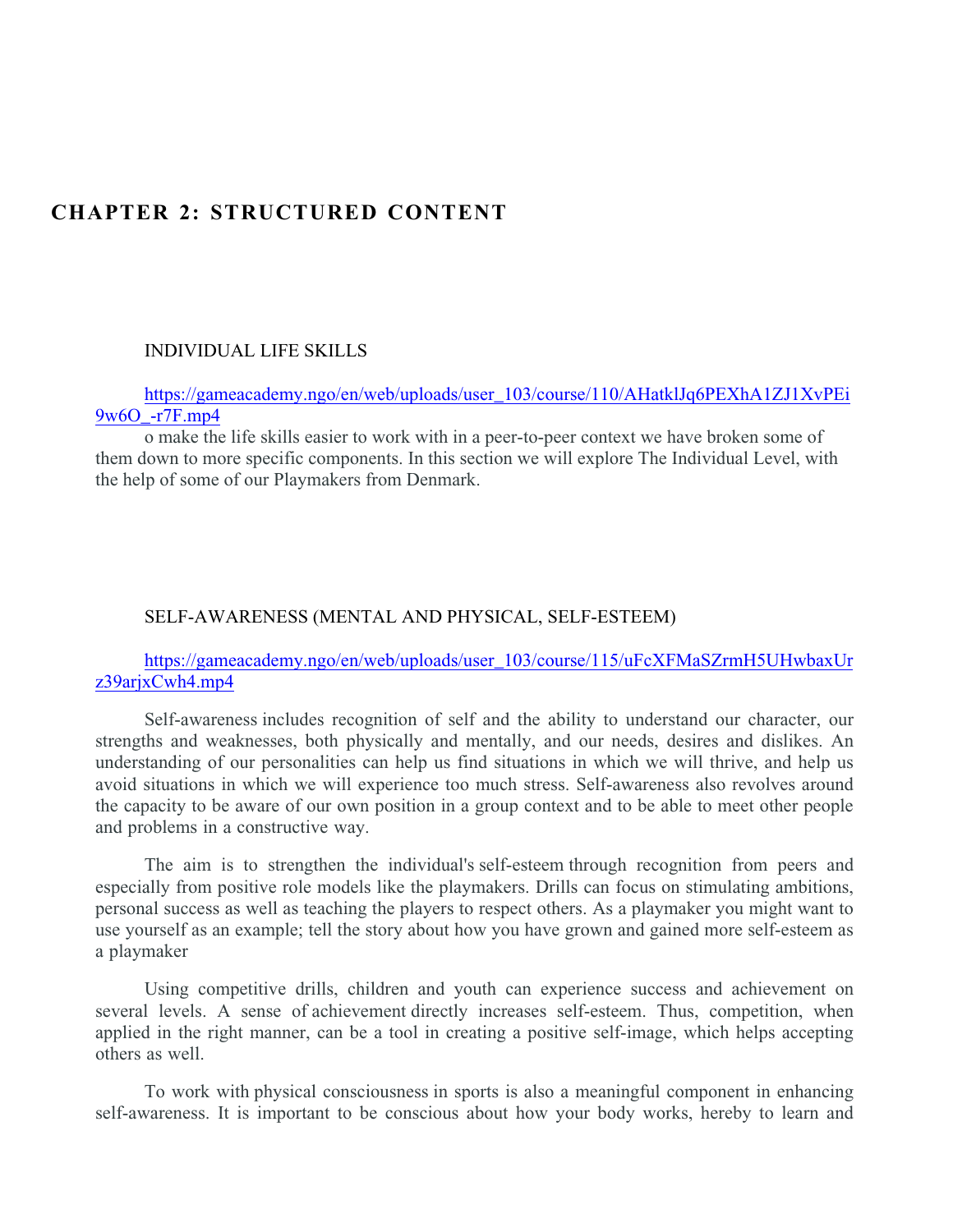# CHAPTER 2: STRUCTURED CONTENT

## INDIVIDUAL LIFE SKILLS

https://gameacademy.ngo/en/web/uploads/user_103/course/110/AHatklJq6PEXhA1ZJ1XvPEi9w6O_-r7F.mp4

o make the life skills easier to work with in a peer-to-peer context we have broken some of them down to more specific components. In this section we will explore The Individual Level, with the help of some of our Playmakers from Denmark.

## SELF-AWARENESS (MENTAL AND PHYSICAL, SELF-ESTEEM)

https://gameacademy.ngo/en/web/uploads/user_103/course/115/uFcXFMaSZrmH5UHwbaxUrz39arjxCwh4.mp4

Self-awareness includes recognition of self and the ability to understand our character, our strengths and weaknesses, both physically and mentally, and our needs, desires and dislikes. An understanding of our personalities can help us find situations in which we will thrive, and help us avoid situations in which we will experience too much stress. Self-awareness also revolves around the capacity to be aware of our own position in a group context and to be able to meet other people and problems in a constructive way.

The aim is to strengthen the individual's self-esteem through recognition from peers and especially from positive role models like the playmakers. Drills can focus on stimulating ambitions, personal success as well as teaching the players to respect others. As a playmaker you might want to use yourself as an example; tell the story about how you have grown and gained more self-esteem as a playmaker

Using competitive drills, children and youth can experience success and achievement on several levels. A sense of achievement directly increases self-esteem. Thus, competition, when applied in the right manner, can be a tool in creating a positive self-image, which helps accepting others as well.

To work with physical consciousness in sports is also a meaningful component in enhancing self-awareness. It is important to be conscious about how your body works, hereby to learn and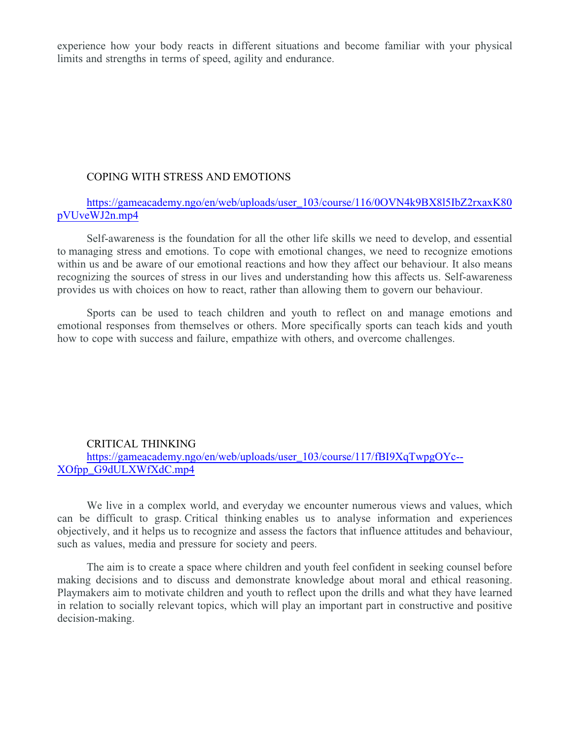experience how your body reacts in different situations and become familiar with your physical limits and strengths in terms of speed, agility and endurance.

## COPING WITH STRESS AND EMOTIONS

https://gameacademy.ngo/en/web/uploads/user_103/course/116/0OVN4k9BX8l5IbZ2rxaxK80pVUveWJ2n.mp4

Self-awareness is the foundation for all the other life skills we need to develop, and essential to managing stress and emotions. To cope with emotional changes, we need to recognize emotions within us and be aware of our emotional reactions and how they affect our behaviour. It also means recognizing the sources of stress in our lives and understanding how this affects us. Self-awareness provides us with choices on how to react, rather than allowing them to govern our behaviour.

Sports can be used to teach children and youth to reflect on and manage emotions and emotional responses from themselves or others. More specifically sports can teach kids and youth how to cope with success and failure, empathize with others, and overcome challenges.

## CRITICAL THINKING

https://gameacademy.ngo/en/web/uploads/user_103/course/117/fBI9XqTwpgOYc--XOfpp_G9dULXWfXdC.mp4

We live in a complex world, and everyday we encounter numerous views and values, which can be difficult to grasp. Critical thinking enables us to analyse information and experiences objectively, and it helps us to recognize and assess the factors that influence attitudes and behaviour, such as values, media and pressure for society and peers.

The aim is to create a space where children and youth feel confident in seeking counsel before making decisions and to discuss and demonstrate knowledge about moral and ethical reasoning. Playmakers aim to motivate children and youth to reflect upon the drills and what they have learned in relation to socially relevant topics, which will play an important part in constructive and positive decision-making.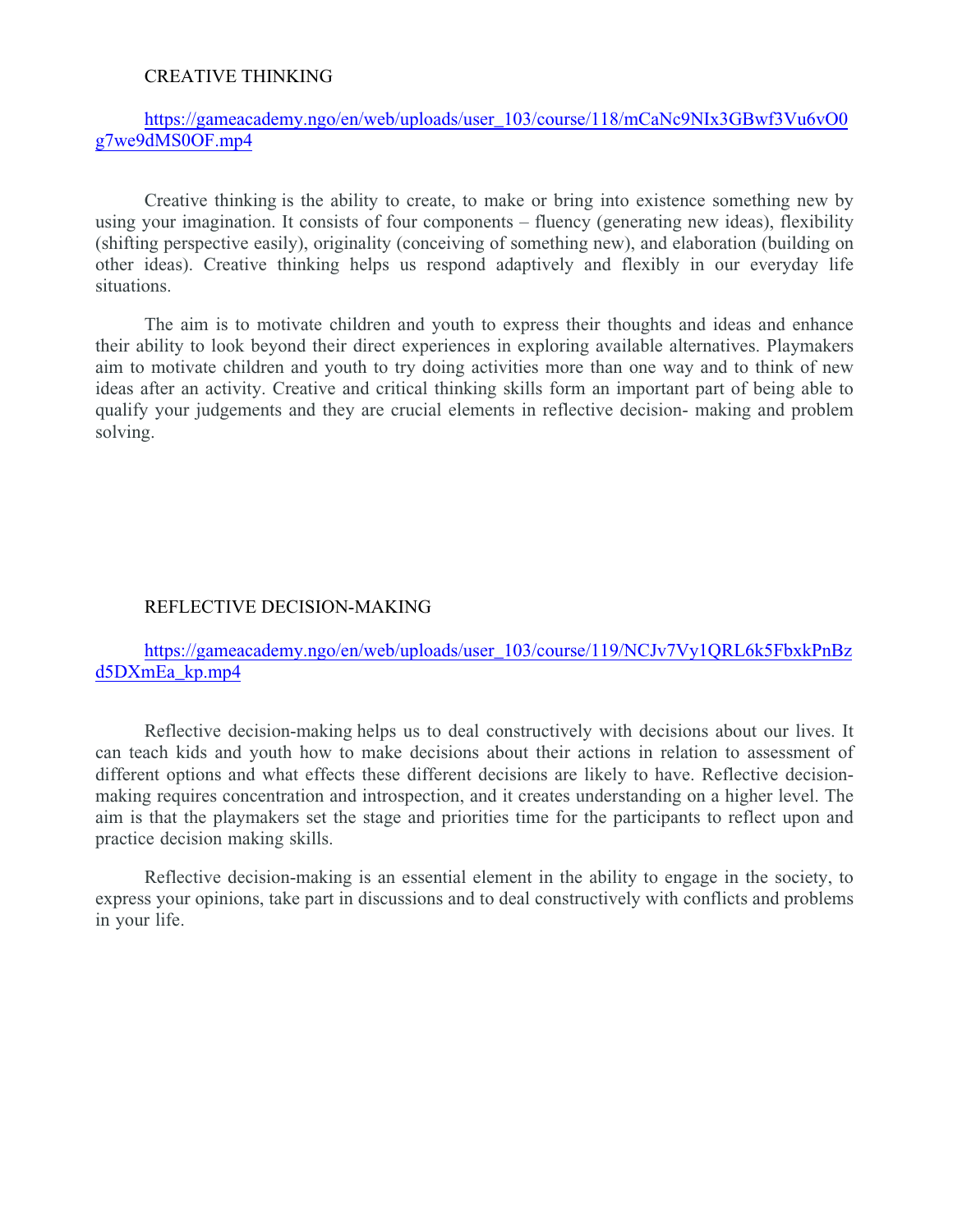## CREATIVE THINKING

https://gameacademy.ngo/en/web/uploads/user_103/course/118/mCaNc9NIx3GBwf3Vu6vO0g7we9dMS0OF.mp4

Creative thinking is the ability to create, to make or bring into existence something new by using your imagination. It consists of four components – fluency (generating new ideas), flexibility (shifting perspective easily), originality (conceiving of something new), and elaboration (building on other ideas). Creative thinking helps us respond adaptively and flexibly in our everyday life situations.

The aim is to motivate children and youth to express their thoughts and ideas and enhance their ability to look beyond their direct experiences in exploring available alternatives. Playmakers aim to motivate children and youth to try doing activities more than one way and to think of new ideas after an activity. Creative and critical thinking skills form an important part of being able to qualify your judgements and they are crucial elements in reflective decision- making and problem solving.

## REFLECTIVE DECISION-MAKING

https://gameacademy.ngo/en/web/uploads/user_103/course/119/NCJv7Vy1QRL6k5FbxkPnBzd5DXmEa_kp.mp4

Reflective decision-making helps us to deal constructively with decisions about our lives. It can teach kids and youth how to make decisions about their actions in relation to assessment of different options and what effects these different decisions are likely to have. Reflective decision-making requires concentration and introspection, and it creates understanding on a higher level. The aim is that the playmakers set the stage and priorities time for the participants to reflect upon and practice decision making skills.

Reflective decision-making is an essential element in the ability to engage in the society, to express your opinions, take part in discussions and to deal constructively with conflicts and problems in your life.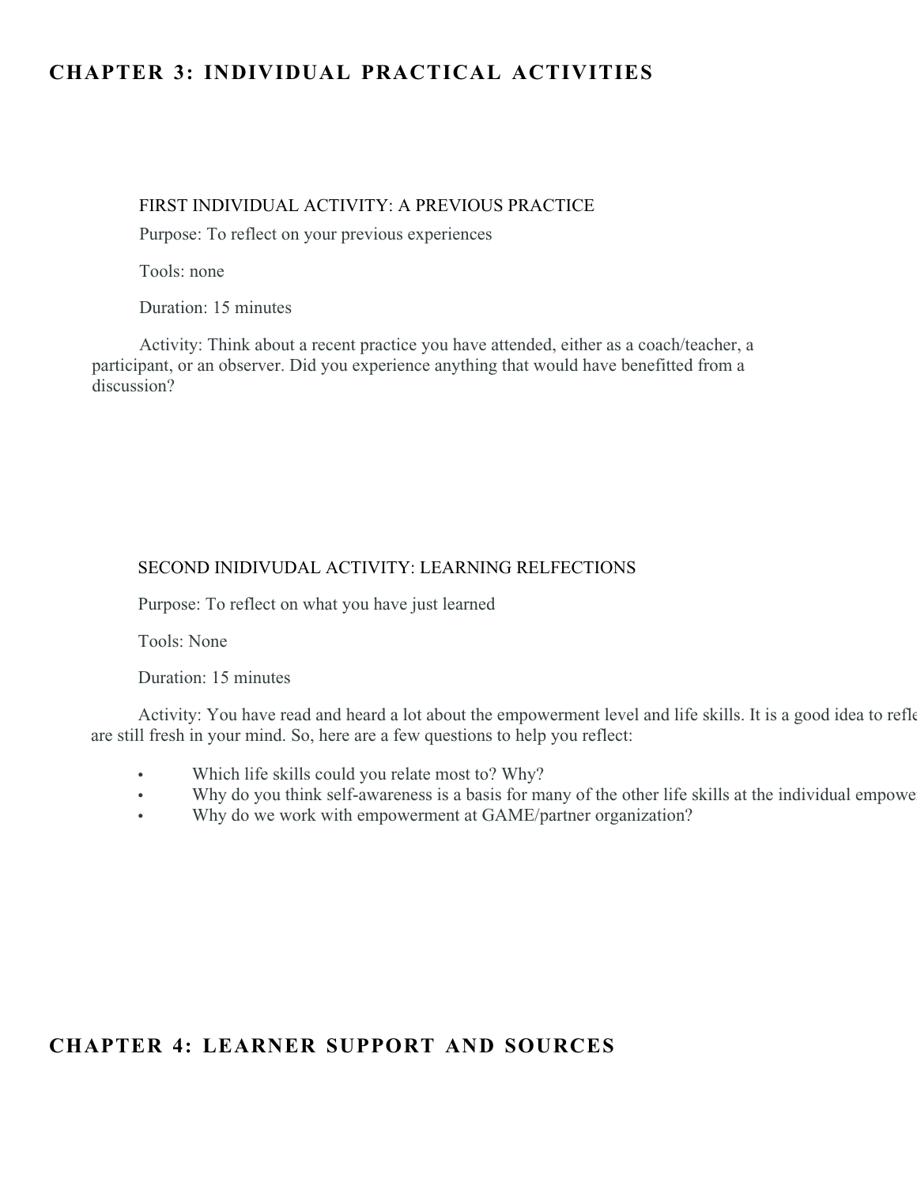# CHAPTER 3: INDIVIDUAL PRACTICAL ACTIVITIES

FIRST INDIVIDUAL ACTIVITY: A PREVIOUS PRACTICE

Purpose: To reflect on your previous experiences

Tools: none

Duration: 15 minutes

Activity: Think about a recent practice you have attended, either as a coach/teacher, a participant, or an observer. Did you experience anything that would have benefitted from a discussion?

SECOND INIDIVUDAL ACTIVITY: LEARNING RELFECTIONS

Purpose: To reflect on what you have just learned

Tools: None

Duration: 15 minutes

Activity: You have read and heard a lot about the empowerment level and life skills. It is a good idea to refle are still fresh in your mind. So, here are a few questions to help you reflect:

- Which life skills could you relate most to? Why?
- Why do you think self-awareness is a basis for many of the other life skills at the individual empowe
- Why do we work with empowerment at GAME/partner organization?

# CHAPTER 4: LEARNER SUPPORT AND SOURCES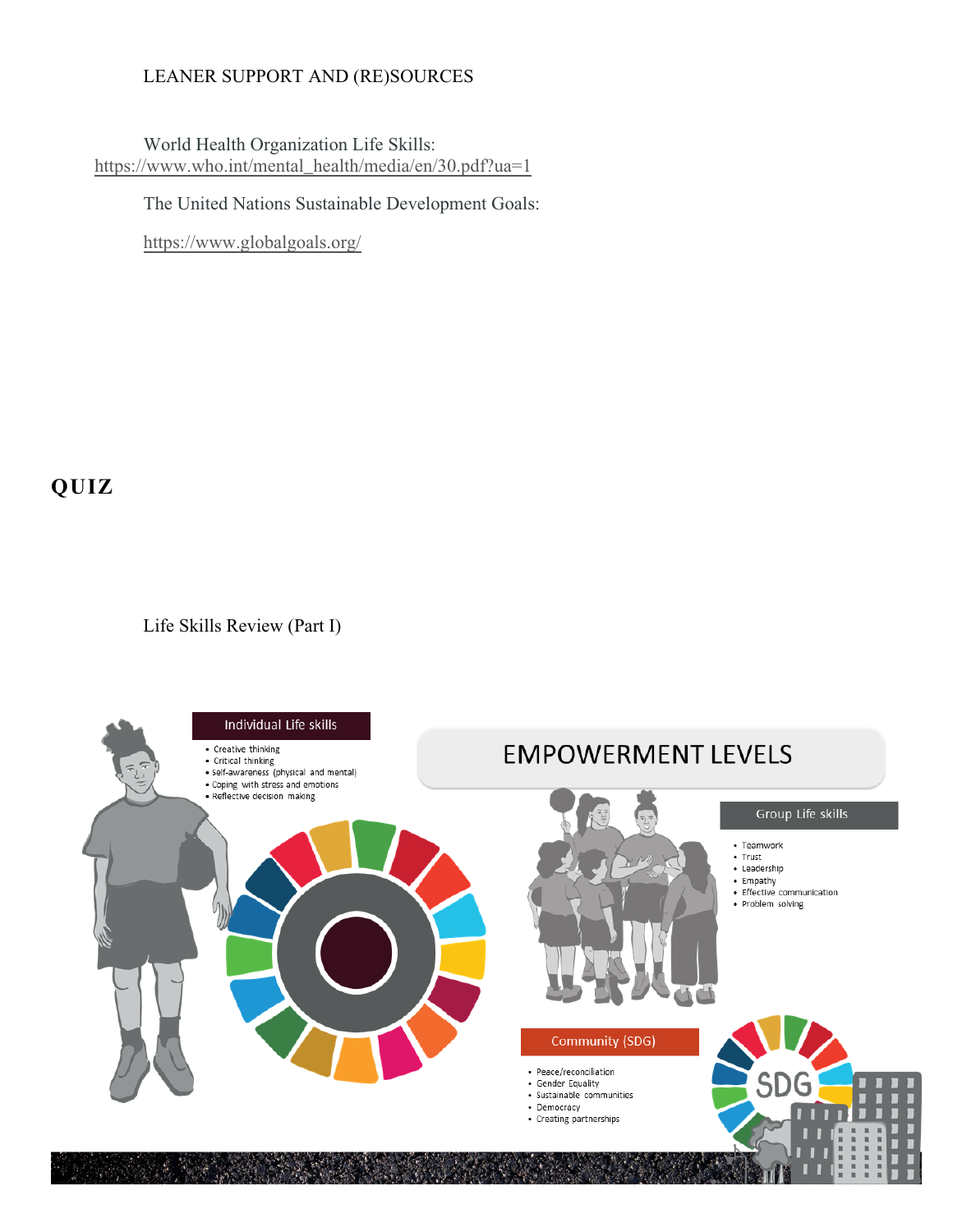LEANER SUPPORT AND (RE)SOURCES

World Health Organization Life Skills: https://www.who.int/mental_health/media/en/30.pdf?ua=1

The United Nations Sustainable Development Goals:

https://www.globalgoals.org/

## QUIZ

Life Skills Review (Part I)

Individual Life skills

- Creative thinking
- Critical thinking
- Self-awareness (physical and mental)
- Coping with stress and emotions
- Reflective decision making

EMPOWERMENT LEVELS

Group Life skills

- Teamwork
- Trust
- Leadership
- Empathy
- Effective communication
- Problem solving

Community (SDG)

- Peace/reconciliation
- Gender Equality
- Sustainable communities
- Democracy
- Creating partnerships

SDG